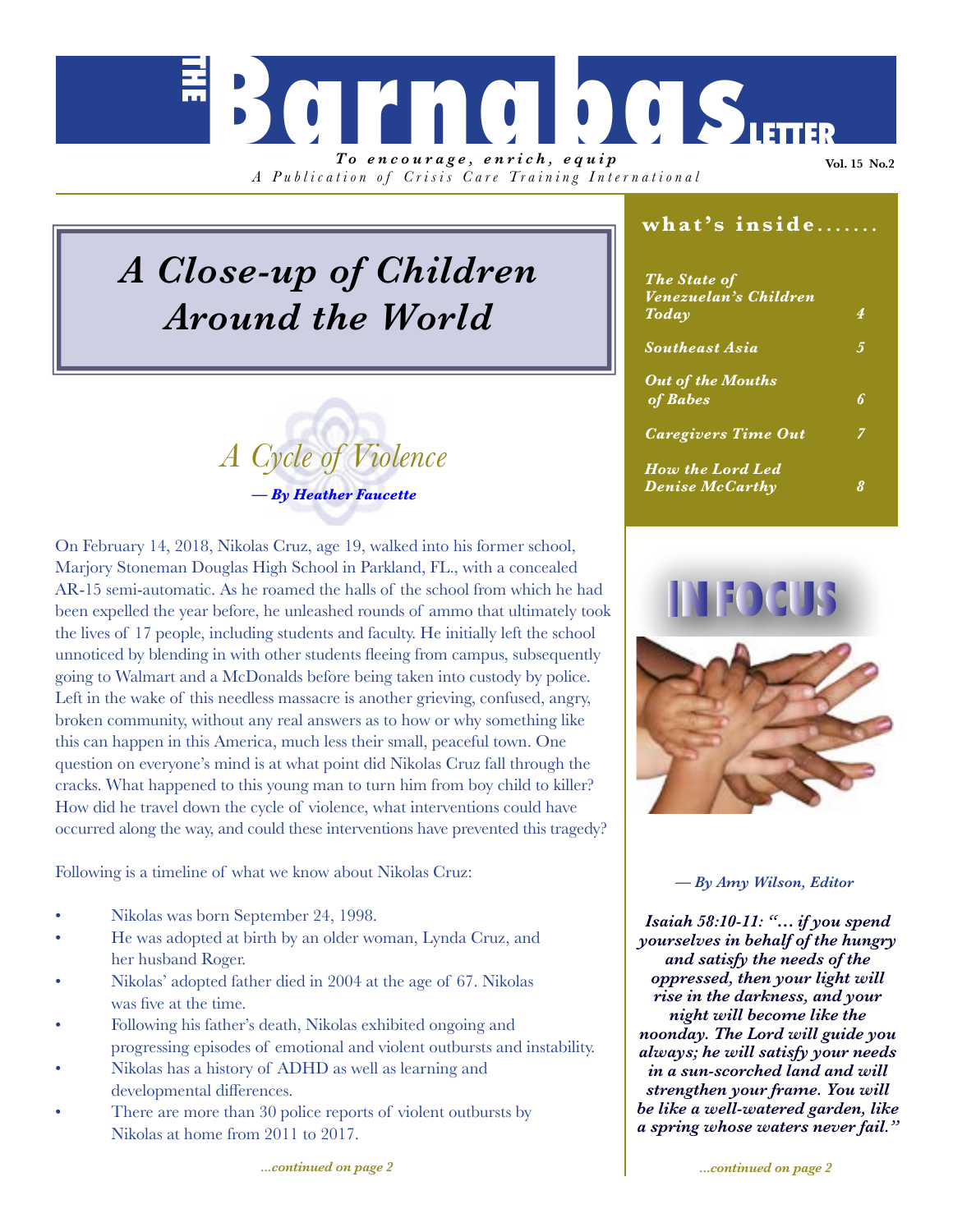# THE Barnabas LETTER

***To encourage, enrich, equip***

*A Publication of Crisis Care Training International*

**Vol. 15 No.2**

# *A Close-up of Children Around the World*

## *A Cycle of Violence*

***— By Heather Faucette***

On February 14, 2018, Nikolas Cruz, age 19, walked into his former school, Marjory Stoneman Douglas High School in Parkland, FL., with a concealed AR-15 semi-automatic. As he roamed the halls of the school from which he had been expelled the year before, he unleashed rounds of ammo that ultimately took the lives of 17 people, including students and faculty. He initially left the school unnoticed by blending in with other students fleeing from campus, subsequently going to Walmart and a McDonalds before being taken into custody by police. Left in the wake of this needless massacre is another grieving, confused, angry, broken community, without any real answers as to how or why something like this can happen in this America, much less their small, peaceful town. One question on everyone's mind is at what point did Nikolas Cruz fall through the cracks. What happened to this young man to turn him from boy child to killer? How did he travel down the cycle of violence, what interventions could have occurred along the way, and could these interventions have prevented this tragedy?

Following is a timeline of what we know about Nikolas Cruz:

- Nikolas was born September 24, 1998.
- He was adopted at birth by an older woman, Lynda Cruz, and her husband Roger.
- Nikolas' adopted father died in 2004 at the age of 67. Nikolas was five at the time.
- Following his father's death, Nikolas exhibited ongoing and progressing episodes of emotional and violent outbursts and instability.
- Nikolas has a history of ADHD as well as learning and developmental differences.
- There are more than 30 police reports of violent outbursts by Nikolas at home from 2011 to 2017.

*...continued on page 2*

## what's inside.......

| | |
|---|---|
| *The State of Venezuelan's Children Today* | *4* |
| *Southeast Asia* | *5* |
| *Out of the Mouths of Babes* | *6* |
| *Caregivers Time Out* | *7* |
| *How the Lord Led Denise McCarthy* | *8* |

## IN FOCUS

*— By Amy Wilson, Editor*

***Isaiah 58:10-11: "… if you spend yourselves in behalf of the hungry and satisfy the needs of the oppressed, then your light will rise in the darkness, and your night will become like the noonday. The Lord will guide you always; he will satisfy your needs in a sun-scorched land and will strengthen your frame. You will be like a well-watered garden, like a spring whose waters never fail."***

*...continued on page 2*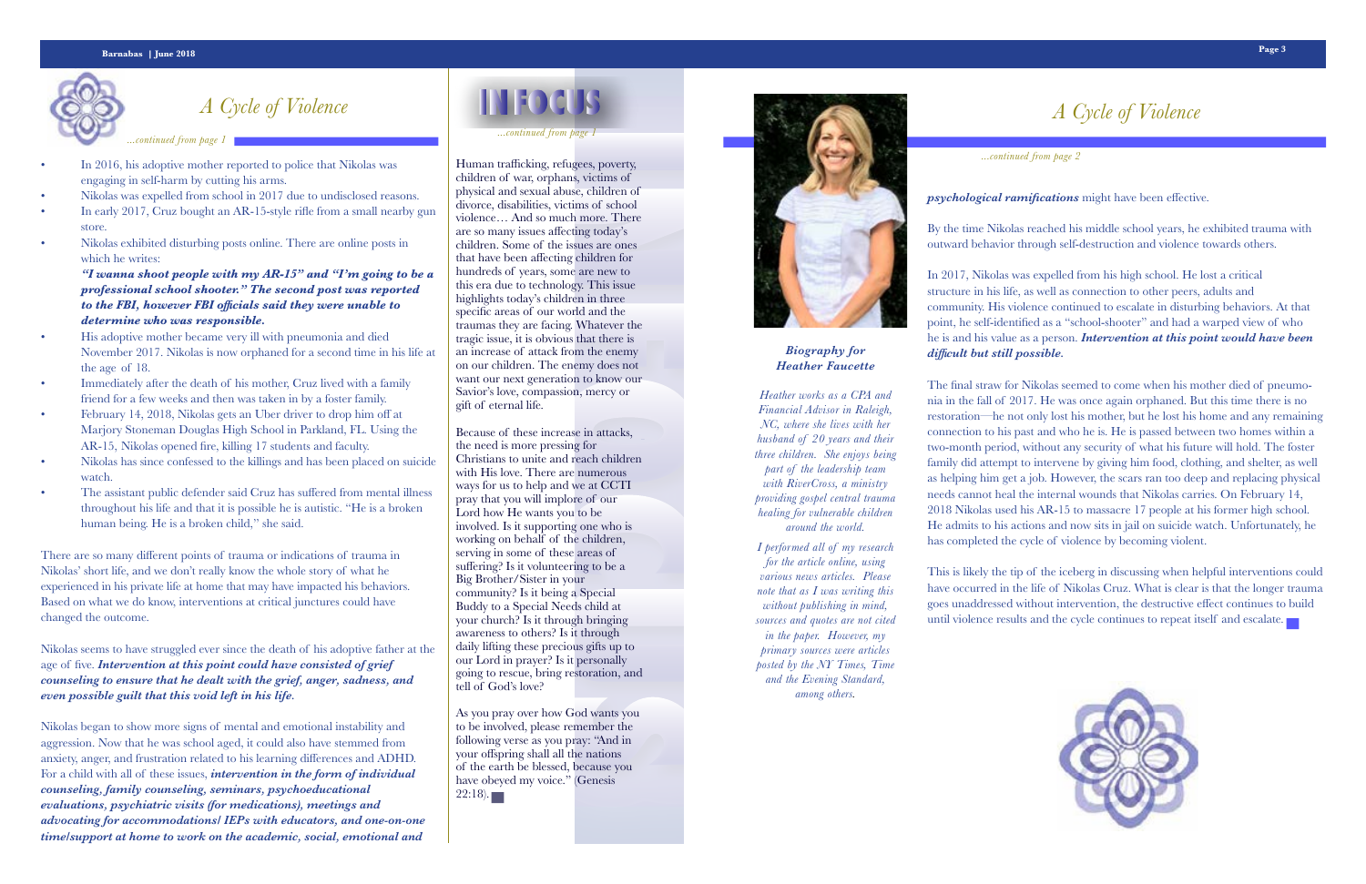## A Cycle of Violence

*...continued from page 1*

- In 2016, his adoptive mother reported to police that Nikolas was engaging in self-harm by cutting his arms.
- Nikolas was expelled from school in 2017 due to undisclosed reasons.
- In early 2017, Cruz bought an AR-15-style rifle from a small nearby gun store.
- Nikolas exhibited disturbing posts online. There are online posts in which he writes:

  ***"I wanna shoot people with my AR-15" and "I'm going to be a professional school shooter." The second post was reported to the FBI, however FBI officials said they were unable to determine who was responsible.***
- His adoptive mother became very ill with pneumonia and died November 2017. Nikolas is now orphaned for a second time in his life at the age of 18.
- Immediately after the death of his mother, Cruz lived with a family friend for a few weeks and then was taken in by a foster family.
- February 14, 2018, Nikolas gets an Uber driver to drop him off at Marjory Stoneman Douglas High School in Parkland, FL. Using the AR-15, Nikolas opened fire, killing 17 students and faculty.
- Nikolas has since confessed to the killings and has been placed on suicide watch.
- The assistant public defender said Cruz has suffered from mental illness throughout his life and that it is possible he is autistic. "He is a broken human being. He is a broken child," she said.

There are so many different points of trauma or indications of trauma in Nikolas' short life, and we don't really know the whole story of what he experienced in his private life at home that may have impacted his behaviors. Based on what we do know, interventions at critical junctures could have changed the outcome.

Nikolas seems to have struggled ever since the death of his adoptive father at the age of five. ***Intervention at this point could have consisted of grief counseling to ensure that he dealt with the grief, anger, sadness, and even possible guilt that this void left in his life.***

Nikolas began to show more signs of mental and emotional instability and aggression. Now that he was school aged, it could also have stemmed from anxiety, anger, and frustration related to his learning differences and ADHD. For a child with all of these issues, ***intervention in the form of individual counseling, family counseling, seminars, psychoeducational evaluations, psychiatric visits (for medications), meetings and advocating for accommodations/ IEPs with educators, and one-on-one time/support at home to work on the academic, social, emotional and***

## IN FOCUS

*...continued from page 1*

Human trafficking, refugees, poverty, children of war, orphans, victims of physical and sexual abuse, children of divorce, disabilities, victims of school violence… And so much more. There are so many issues affecting today's children. Some of the issues are ones that have been affecting children for hundreds of years, some are new to this era due to technology. This issue highlights today's children in three specific areas of our world and the traumas they are facing. Whatever the tragic issue, it is obvious that there is an increase of attack from the enemy on our children. The enemy does not want our next generation to know our Savior's love, compassion, mercy or gift of eternal life.

Because of these increase in attacks, the need is more pressing for Christians to unite and reach children with His love. There are numerous ways for us to help and we at CCTI pray that you will implore of our Lord how He wants you to be involved. Is it supporting one who is working on behalf of the children, serving in some of these areas of suffering? Is it volunteering to be a Big Brother/Sister in your community? Is it being a Special Buddy to a Special Needs child at your church? Is it through bringing awareness to others? Is it through daily lifting these precious gifts up to our Lord in prayer? Is it personally going to rescue, bring restoration, and tell of God's love?

As you pray over how God wants you to be involved, please remember the following verse as you pray: "And in your offspring shall all the nations of the earth be blessed, because you have obeyed my voice." (Genesis 22:18).

### Biography for Heather Faucette

*Heather works as a CPA and Financial Advisor in Raleigh, NC, where she lives with her husband of 20 years and their three children. She enjoys being part of the leadership team with RiverCross, a ministry providing gospel central trauma healing for vulnerable children around the world.*

*I performed all of my research for the article online, using various news articles. Please note that as I was writing this without publishing in mind, sources and quotes are not cited in the paper. However, my primary sources were articles posted by the NY Times, Time and the Evening Standard, among others.*

## A Cycle of Violence

*...continued from page 2*

***psychological ramifications*** might have been effective.

By the time Nikolas reached his middle school years, he exhibited trauma with outward behavior through self-destruction and violence towards others.

In 2017, Nikolas was expelled from his high school. He lost a critical structure in his life, as well as connection to other peers, adults and community. His violence continued to escalate in disturbing behaviors. At that point, he self-identified as a "school-shooter" and had a warped view of who he is and his value as a person. ***Intervention at this point would have been difficult but still possible.***

The final straw for Nikolas seemed to come when his mother died of pneumonia in the fall of 2017. He was once again orphaned. But this time there is no restoration—he not only lost his mother, but he lost his home and any remaining connection to his past and who he is. He is passed between two homes within a two-month period, without any security of what his future will hold. The foster family did attempt to intervene by giving him food, clothing, and shelter, as well as helping him get a job. However, the scars ran too deep and replacing physical needs cannot heal the internal wounds that Nikolas carries. On February 14, 2018 Nikolas used his AR-15 to massacre 17 people at his former high school. He admits to his actions and now sits in jail on suicide watch. Unfortunately, he has completed the cycle of violence by becoming violent.

This is likely the tip of the iceberg in discussing when helpful interventions could have occurred in the life of Nikolas Cruz. What is clear is that the longer trauma goes unaddressed without intervention, the destructive effect continues to build until violence results and the cycle continues to repeat itself and escalate.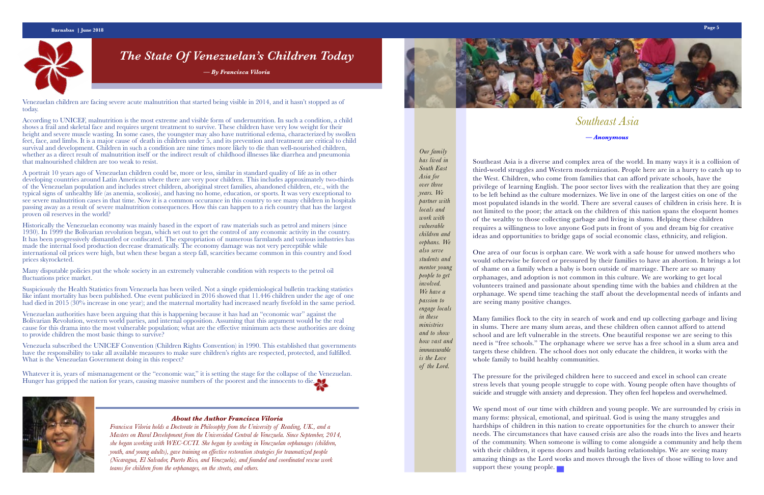# *The State Of Venezuelan's Children Today*

***— By Francisca Viloria***

Venezuelan children are facing severe acute malnutrition that started being visible in 2014, and it hasn't stopped as of today.

According to UNICEF, malnutrition is the most extreme and visible form of undernutrition. In such a condition, a child shows a frail and skeletal face and requires urgent treatment to survive. These children have very low weight for their height and severe muscle wasting. In some cases, the youngster may also have nutritional edema, characterized by swollen feet, face, and limbs. It is a major cause of death in children under 5, and its prevention and treatment are critical to child survival and development. Children in such a condition are nine times more likely to die than well-nourished children, whether as a direct result of malnutrition itself or the indirect result of childhood illnesses like diarrhea and pneumonia that malnourished children are too weak to resist.

A portrait 10 years ago of Venezuelan children could be, more or less, similar in standard quality of life as in other developing countries around Latin American where there are very poor children. This includes approximately two-thirds of the Venezuelan population and includes street children, aboriginal street families, abandoned children, etc., with the typical signs of unhealthy life (as anemia, scoliosis), and having no home, education, or sports. It was very exceptional to see severe malnutrition cases in that time. Now it is a common occurance in this country to see many children in hospitals passing away as a result of severe malnutrition consequences. How this can happen to a rich country that has the largest proven oil reserves in the world?

Historically the Venezuelan economy was mainly based in the export of raw materials such as petrol and miners (since 1930). In 1999 the Bolivarian revolution began, which set out to get the control of any economic activity in the country. It has been progressively dismantled or confiscated. The expropriation of numerous farmlands and various industries has made the internal food production decrease dramatically. The economy damage was not very perceptible while international oil prices were high, but when these began a steep fall, scarcities became common in this country and food prices skyrocketed.

Many disputable policies put the whole society in an extremely vulnerable condition with respects to the petrol oil fluctuations price market.

Suspiciously the Health Statistics from Venezuela has been veiled. Not a single epidemiological bulletin tracking statistics like infant mortality has been published. One event publicized in 2016 showed that 11.446 children under the age of one had died in 2015 (30% increase in one year); and the maternal mortality had increased nearly fivefold in the same period.

Venezuelan authorities have been arguing that this is happening because it has had an "economic war" against the Bolivarian Revolution, western world parties, and internal opposition. Assuming that this argument would be the real cause for this drama into the most vulnerable population; what are the effective minimum acts these authorities are doing to provide children the most basic things to survive?

Venezuela subscribed the UNICEF Convention (Children Rights Convention) in 1990. This established that governments have the responsibility to take all available measures to make sure children's rights are respected, protected, and fulfilled. What is the Venezuelan Government doing in this respect?

Whatever it is, years of mismanagement or the "economic war," it is setting the stage for the collapse of the Venezuelan. Hunger has gripped the nation for years, causing massive numbers of the poorest and the innocents to die.

### *About the Author Francisca Viloria*

*Francisca Viloria holds a Doctorate in Philosophy from the University of Reading, UK., and a Masters on Rural Development from the Universidad Central de Venezuela. Since September, 2014, she began working with WEC-CCTI. She began by working in Venezuelan orphanages (children, youth, and young adults), gave training on effective restoration strategies for traumatized people (Nicaragua, El Salvador, Puerto Rico, and Venezuela), and founded and coordinated rescue work teams for children from the orphanages, on the streets, and others.*

# *Southeast Asia*

***— Anonymous***

*Our family has lived in South East Asia for over three years. We partner with locals and work with vulnerable children and orphans. We also serve students and mentor young people to get involved. We have a passion to engage locals in these ministries and to show how vast and immeasurable is the Love of the Lord.*

Southeast Asia is a diverse and complex area of the world. In many ways it is a collision of third-world struggles and Western modernization. People here are in a hurry to catch up to the West. Children, who come from families that can afford private schools, have the privilege of learning English. The poor sector lives with the realization that they are going to be left behind as the culture modernizes. We live in one of the largest cities on one of the most populated islands in the world. There are several causes of children in crisis here. It is not limited to the poor; the attack on the children of this nation spans the eloquent homes of the wealthy to those collecting garbage and living in slums. Helping these children requires a willingness to love anyone God puts in front of you and dream big for creative ideas and opportunities to bridge gaps of social economic class, ethnicity, and religion.

One area of our focus is orphan care. We work with a safe house for unwed mothers who would otherwise be forced or pressured by their families to have an abortion. It brings a lot of shame on a family when a baby is born outside of marriage. There are so many orphanages, and adoption is not common in this culture. We are working to get local volunteers trained and passionate about spending time with the babies and children at the orphanage. We spend time teaching the staff about the developmental needs of infants and are seeing many positive changes.

Many families flock to the city in search of work and end up collecting garbage and living in slums. There are many slum areas, and these children often cannot afford to attend school and are left vulnerable in the streets. One beautiful response we are seeing to this need is "free schools." The orphanage where we serve has a free school in a slum area and targets these children. The school does not only educate the children, it works with the whole family to build healthy communities.

The pressure for the privileged children here to succeed and excel in school can create stress levels that young people struggle to cope with. Young people often have thoughts of suicide and struggle with anxiety and depression. They often feel hopeless and overwhelmed.

We spend most of our time with children and young people. We are surrounded by crisis in many forms: physical, emotional, and spiritual. God is using the many struggles and hardships of children in this nation to create opportunities for the church to answer their needs. The circumstances that have caused crisis are also the roads into the lives and hearts of the community. When someone is willing to come alongside a community and help them with their children, it opens doors and builds lasting relationships. We are seeing many amazing things as the Lord works and moves through the lives of those willing to love and support these young people.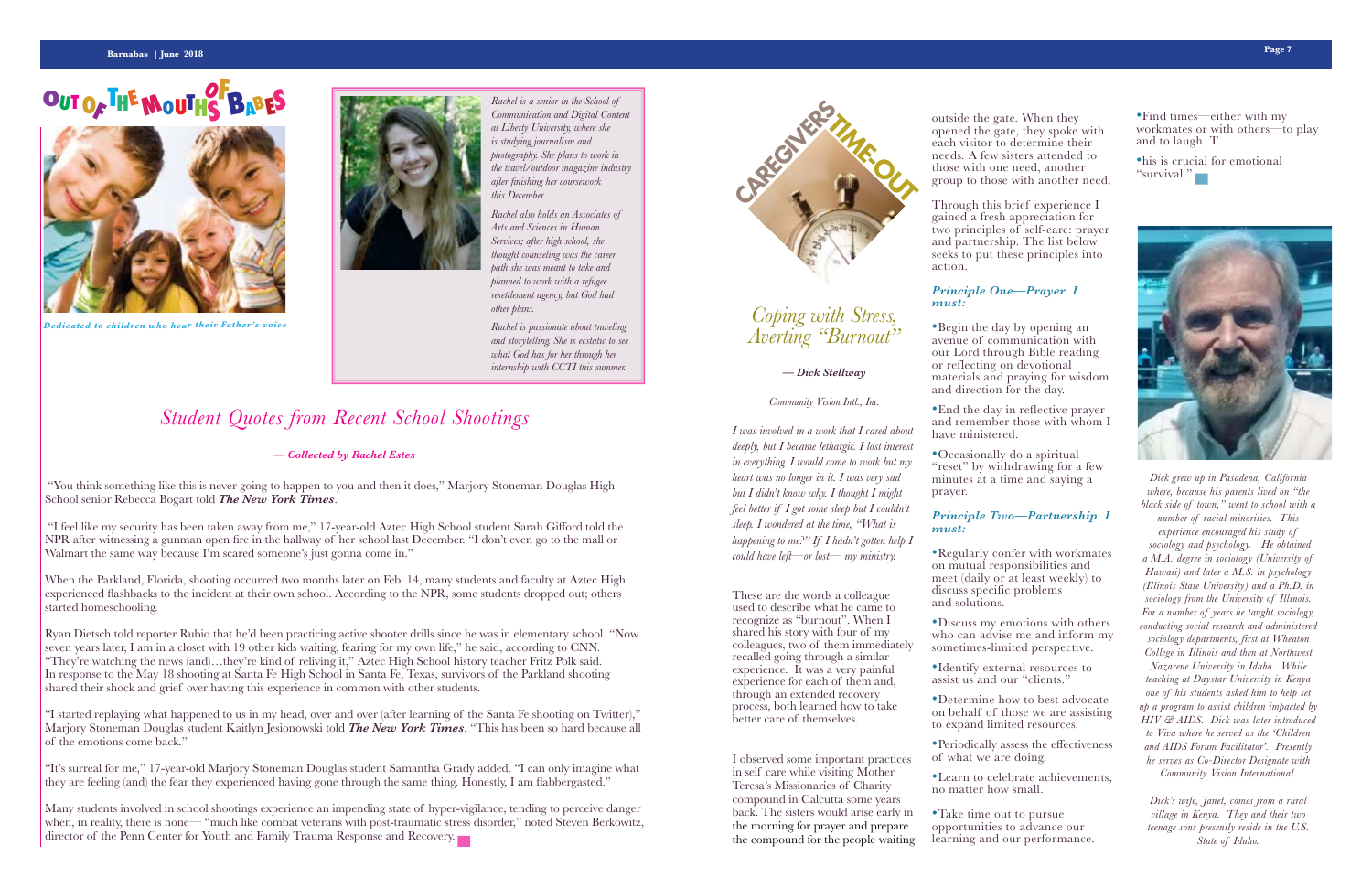# OUT OF THE MOUTHS OF BABES

*Dedicated to children who hear their Father's voice*

*Rachel is a senior in the School of Communication and Digital Content at Liberty University, where she is studying journalism and photography. She plans to work in the travel/outdoor magazine industry after finishing her coursework this December.*

*Rachel also holds an Associates of Arts and Sciences in Human Services; after high school, she thought counseling was the career path she was meant to take and planned to work with a refugee resettlement agency, but God had other plans.*

*Rachel is passionate about traveling and storytelling. She is ecstatic to see what God has for her through her internship with CCTI this summer.*

## *Student Quotes from Recent School Shootings*

***— Collected by Rachel Estes***

"You think something like this is never going to happen to you and then it does," Marjory Stoneman Douglas High School senior Rebecca Bogart told ***The New York Times***.

"I feel like my security has been taken away from me," 17-year-old Aztec High School student Sarah Gifford told the NPR after witnessing a gunman open fire in the hallway of her school last December. "I don't even go to the mall or Walmart the same way because I'm scared someone's just gonna come in."

When the Parkland, Florida, shooting occurred two months later on Feb. 14, many students and faculty at Aztec High experienced flashbacks to the incident at their own school. According to the NPR, some students dropped out; others started homeschooling.

Ryan Dietsch told reporter Rubio that he'd been practicing active shooter drills since he was in elementary school. "Now seven years later, I am in a closet with 19 other kids waiting, fearing for my own life," he said, according to CNN. "They're watching the news (and)…they're kind of reliving it," Aztec High School history teacher Fritz Polk said. In response to the May 18 shooting at Santa Fe High School in Santa Fe, Texas, survivors of the Parkland shooting shared their shock and grief over having this experience in common with other students.

"I started replaying what happened to us in my head, over and over (after learning of the Santa Fe shooting on Twitter)," Marjory Stoneman Douglas student Kaitlyn Jesionowski told ***The New York Times***. "This has been so hard because all of the emotions come back."

"It's surreal for me," 17-year-old Marjory Stoneman Douglas student Samantha Grady added. "I can only imagine what they are feeling (and) the fear they experienced having gone through the same thing. Honestly, I am flabbergasted."

Many students involved in school shootings experience an impending state of hyper-vigilance, tending to perceive danger when, in reality, there is none— "much like combat veterans with post-traumatic stress disorder," noted Steven Berkowitz, director of the Penn Center for Youth and Family Trauma Response and Recovery.

# CAREGIVERS TIME-OUT

## *Coping with Stress, Averting "Burnout"*

***— Dick Stellway***

*Community Vision Intl., Inc.*

*I was involved in a work that I cared about deeply, but I became lethargic. I lost interest in everything. I would come to work but my heart was no longer in it. I was very sad but I didn't know why. I thought I might feel better if I got some sleep but I couldn't sleep. I wondered at the time, "What is happening to me?" If I hadn't gotten help I could have left—or lost— my ministry.*

These are the words a colleague used to describe what he came to recognize as "burnout". When I shared his story with four of my colleagues, two of them immediately recalled going through a similar experience. It was a very painful experience for each of them and, through an extended recovery process, both learned how to take better care of themselves.

I observed some important practices in self care while visiting Mother Teresa's Missionaries of Charity compound in Calcutta some years back. The sisters would arise early in the morning for prayer and prepare the compound for the people waiting outside the gate. When they opened the gate, they spoke with each visitor to determine their needs. A few sisters attended to those with one need, another group to those with another need.

Through this brief experience I gained a fresh appreciation for two principles of self-care: prayer and partnership. The list below seeks to put these principles into action.

### *Principle One—Prayer. I must:*

- Begin the day by opening an avenue of communication with our Lord through Bible reading or reflecting on devotional materials and praying for wisdom and direction for the day.
- End the day in reflective prayer and remember those with whom I have ministered.
- Occasionally do a spiritual "reset" by withdrawing for a few minutes at a time and saying a prayer.

### *Principle Two—Partnership. I must:*

- Regularly confer with workmates on mutual responsibilities and meet (daily or at least weekly) to discuss specific problems and solutions.
- Discuss my emotions with others who can advise me and inform my sometimes-limited perspective.
- Identify external resources to assist us and our "clients."
- Determine how to best advocate on behalf of those we are assisting to expand limited resources.
- Periodically assess the effectiveness of what we are doing.
- Learn to celebrate achievements, no matter how small.
- Take time out to pursue opportunities to advance our learning and our performance.
- Find times—either with my workmates or with others—to play and to laugh. T
- his is crucial for emotional "survival."

*Dick grew up in Pasadena, California where, because his parents lived on "the black side of town," went to school with a number of racial minorities. This experience encouraged his study of sociology and psychology. He obtained a M.A. degree in sociology (University of Hawaii) and later a M.S. in psychology (Illinois State University) and a Ph.D. in sociology from the University of Illinois. For a number of years he taught sociology, conducting social research and administered sociology departments, first at Wheaton College in Illinois and then at Northwest Nazarene University in Idaho. While teaching at Daystar University in Kenya one of his students asked him to help set up a program to assist children impacted by HIV & AIDS. Dick was later introduced to Viva where he served as the 'Children and AIDS Forum Facilitator'. Presently he serves as Co-Director Designate with Community Vision International.*

*Dick's wife, Janet, comes from a rural village in Kenya. They and their two teenage sons presently reside in the U.S. State of Idaho.*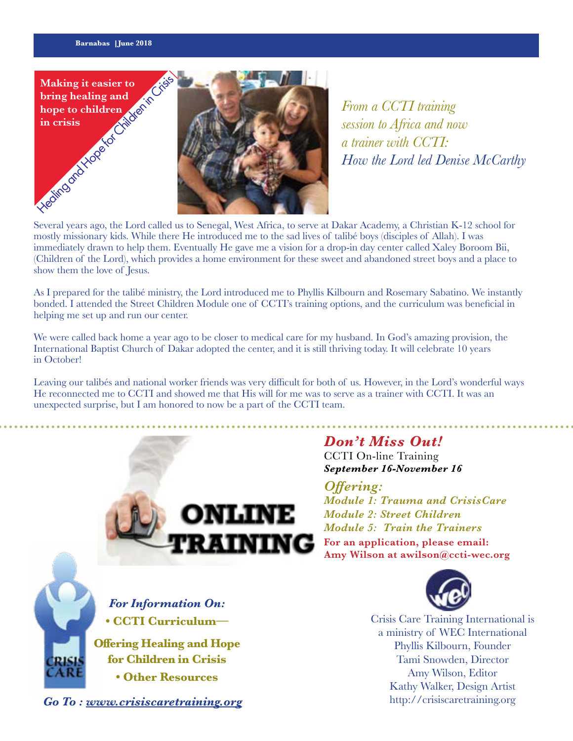Making it easier to bring healing and hope to children in crisis

Healing and Hope for Children in Crisis

*From a CCTI training session to Africa and now a trainer with CCTI: How the Lord led Denise McCarthy*

Several years ago, the Lord called us to Senegal, West Africa, to serve at Dakar Academy, a Christian K-12 school for mostly missionary kids. While there He introduced me to the sad lives of talibé boys (disciples of Allah). I was immediately drawn to help them. Eventually He gave me a vision for a drop-in day center called Xaley Boroom Bii, (Children of the Lord), which provides a home environment for these sweet and abandoned street boys and a place to show them the love of Jesus.

As I prepared for the talibé ministry, the Lord introduced me to Phyllis Kilbourn and Rosemary Sabatino. We instantly bonded. I attended the Street Children Module one of CCTI's training options, and the curriculum was beneficial in helping me set up and run our center.

We were called back home a year ago to be closer to medical care for my husband. In God's amazing provision, the International Baptist Church of Dakar adopted the center, and it is still thriving today. It will celebrate 10 years in October!

Leaving our talibés and national worker friends was very difficult for both of us. However, in the Lord's wonderful ways He reconnected me to CCTI and showed me that His will for me was to serve as a trainer with CCTI. It was an unexpected surprise, but I am honored to now be a part of the CCTI team.

ONLINE TRAINING

## *Don't Miss Out!*

CCTI On-line Training
***September 16-November 16***

### *Offering:*

***Module 1: Trauma and CrisisCare***
***Module 2: Street Children***
***Module 5: Train the Trainers***

**For an application, please email: Amy Wilson at awilson@ccti-wec.org**

CRISIS CARE

***For Information On:***

**• CCTI Curriculum—**

**Offering Healing and Hope for Children in Crisis**

**• Other Resources**

***Go To : www.crisiscaretraining.org***

Crisis Care Training International is a ministry of WEC International
Phyllis Kilbourn, Founder
Tami Snowden, Director
Amy Wilson, Editor
Kathy Walker, Design Artist
http://crisiscaretraining.org